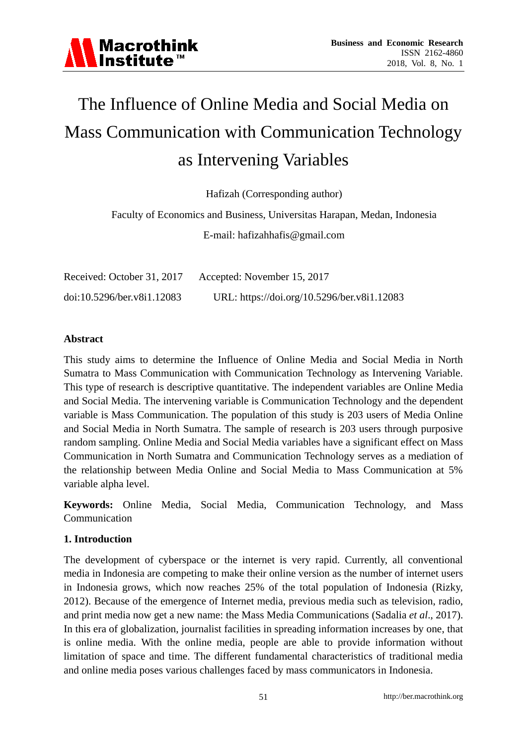# The Influence of Online Media and Social Media on Mass Communication with Communication Technology as Intervening Variables

Hafizah (Corresponding author)

Faculty of Economics and Business, Universitas Harapan, Medan, Indonesia

E-mail: hafizahhafis@gmail.com

Received: October 31, 2017    Accepted: November 15, 2017

doi:10.5296/ber.v8i1.12083    URL: https://doi.org/10.5296/ber.v8i1.12083

## Abstract

This study aims to determine the Influence of Online Media and Social Media in North Sumatra to Mass Communication with Communication Technology as Intervening Variable. This type of research is descriptive quantitative. The independent variables are Online Media and Social Media. The intervening variable is Communication Technology and the dependent variable is Mass Communication. The population of this study is 203 users of Media Online and Social Media in North Sumatra. The sample of research is 203 users through purposive random sampling. Online Media and Social Media variables have a significant effect on Mass Communication in North Sumatra and Communication Technology serves as a mediation of the relationship between Media Online and Social Media to Mass Communication at 5% variable alpha level.

**Keywords:** Online Media, Social Media, Communication Technology, and Mass Communication

## 1. Introduction

The development of cyberspace or the internet is very rapid. Currently, all conventional media in Indonesia are competing to make their online version as the number of internet users in Indonesia grows, which now reaches 25% of the total population of Indonesia (Rizky, 2012). Because of the emergence of Internet media, previous media such as television, radio, and print media now get a new name: the Mass Media Communications (Sadalia *et al*., 2017). In this era of globalization, journalist facilities in spreading information increases by one, that is online media. With the online media, people are able to provide information without limitation of space and time. The different fundamental characteristics of traditional media and online media poses various challenges faced by mass communicators in Indonesia.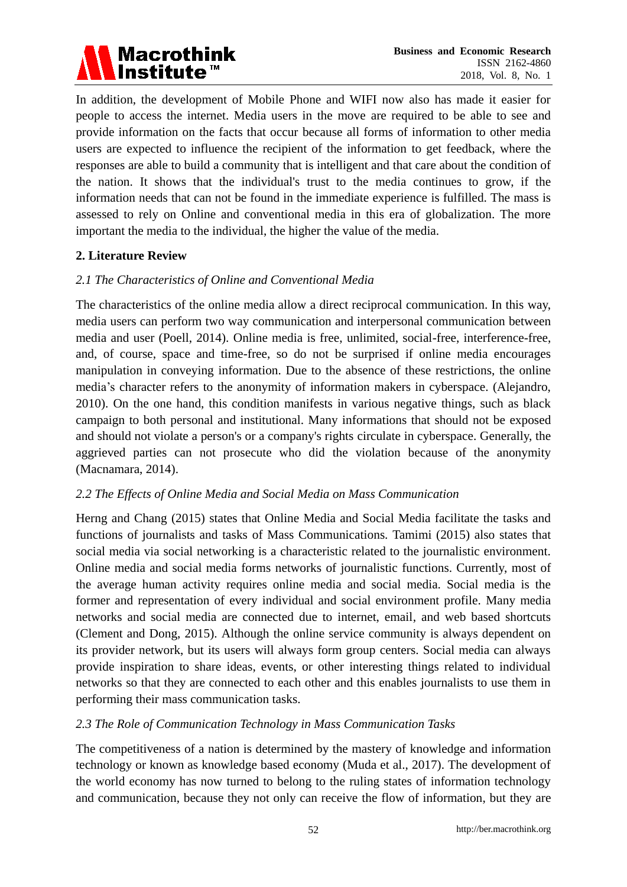In addition, the development of Mobile Phone and WIFI now also has made it easier for people to access the internet. Media users in the move are required to be able to see and provide information on the facts that occur because all forms of information to other media users are expected to influence the recipient of the information to get feedback, where the responses are able to build a community that is intelligent and that care about the condition of the nation. It shows that the individual's trust to the media continues to grow, if the information needs that can not be found in the immediate experience is fulfilled. The mass is assessed to rely on Online and conventional media in this era of globalization. The more important the media to the individual, the higher the value of the media.

## 2. Literature Review

### *2.1 The Characteristics of Online and Conventional Media*

The characteristics of the online media allow a direct reciprocal communication. In this way, media users can perform two way communication and interpersonal communication between media and user (Poell, 2014). Online media is free, unlimited, social-free, interference-free, and, of course, space and time-free, so do not be surprised if online media encourages manipulation in conveying information. Due to the absence of these restrictions, the online media's character refers to the anonymity of information makers in cyberspace. (Alejandro, 2010). On the one hand, this condition manifests in various negative things, such as black campaign to both personal and institutional. Many informations that should not be exposed and should not violate a person's or a company's rights circulate in cyberspace. Generally, the aggrieved parties can not prosecute who did the violation because of the anonymity (Macnamara, 2014).

### *2.2 The Effects of Online Media and Social Media on Mass Communication*

Herng and Chang (2015) states that Online Media and Social Media facilitate the tasks and functions of journalists and tasks of Mass Communications. Tamimi (2015) also states that social media via social networking is a characteristic related to the journalistic environment. Online media and social media forms networks of journalistic functions. Currently, most of the average human activity requires online media and social media. Social media is the former and representation of every individual and social environment profile. Many media networks and social media are connected due to internet, email, and web based shortcuts (Clement and Dong, 2015). Although the online service community is always dependent on its provider network, but its users will always form group centers. Social media can always provide inspiration to share ideas, events, or other interesting things related to individual networks so that they are connected to each other and this enables journalists to use them in performing their mass communication tasks.

### *2.3 The Role of Communication Technology in Mass Communication Tasks*

The competitiveness of a nation is determined by the mastery of knowledge and information technology or known as knowledge based economy (Muda et al., 2017). The development of the world economy has now turned to belong to the ruling states of information technology and communication, because they not only can receive the flow of information, but they are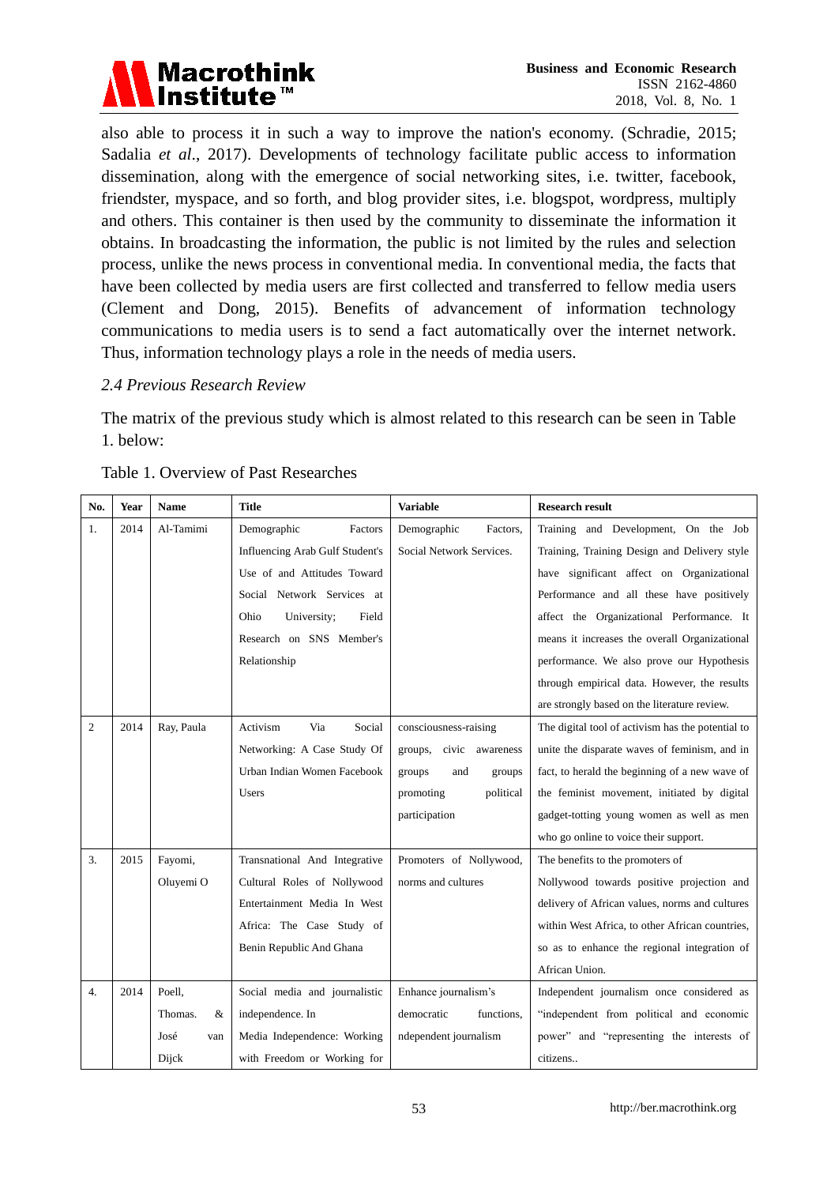also able to process it in such a way to improve the nation's economy. (Schradie, 2015; Sadalia *et al*., 2017). Developments of technology facilitate public access to information dissemination, along with the emergence of social networking sites, i.e. twitter, facebook, friendster, myspace, and so forth, and blog provider sites, i.e. blogspot, wordpress, multiply and others. This container is then used by the community to disseminate the information it obtains. In broadcasting the information, the public is not limited by the rules and selection process, unlike the news process in conventional media. In conventional media, the facts that have been collected by media users are first collected and transferred to fellow media users (Clement and Dong, 2015). Benefits of advancement of information technology communications to media users is to send a fact automatically over the internet network. Thus, information technology plays a role in the needs of media users.

### *2.4 Previous Research Review*

The matrix of the previous study which is almost related to this research can be seen in Table 1. below:

Table 1. Overview of Past Researches

| No. | Year | Name | Title | Variable | Research result |
|---|---|---|---|---|---|
| 1. | 2014 | Al-Tamimi | Demographic Factors Influencing Arab Gulf Student's Use of and Attitudes Toward Social Network Services at Ohio University; Field Research on SNS Member's Relationship | Demographic Factors, Social Network Services. | Training and Development, On the Job Training, Training Design and Delivery style have significant affect on Organizational Performance and all these have positively affect the Organizational Performance. It means it increases the overall Organizational performance. We also prove our Hypothesis through empirical data. However, the results are strongly based on the literature review. |
| 2 | 2014 | Ray, Paula | Activism Via Social Networking: A Case Study Of Urban Indian Women Facebook Users | consciousness-raising groups, civic awareness groups and groups promoting political participation | The digital tool of activism has the potential to unite the disparate waves of feminism, and in fact, to herald the beginning of a new wave of the feminist movement, initiated by digital gadget-totting young women as well as men who go online to voice their support. |
| 3. | 2015 | Fayomi, Oluyemi O | Transnational And Integrative Cultural Roles of Nollywood Entertainment Media In West Africa: The Case Study of Benin Republic And Ghana | Promoters of Nollywood, norms and cultures | The benefits to the promoters of Nollywood towards positive projection and delivery of African values, norms and cultures within West Africa, to other African countries, so as to enhance the regional integration of African Union. |
| 4. | 2014 | Poell, Thomas. & José van Dijck | Social media and journalistic independence. In Media Independence: Working with Freedom or Working for | Enhance journalism's democratic functions, ndependent journalism | Independent journalism once considered as "independent from political and economic power" and "representing the interests of citizens.. |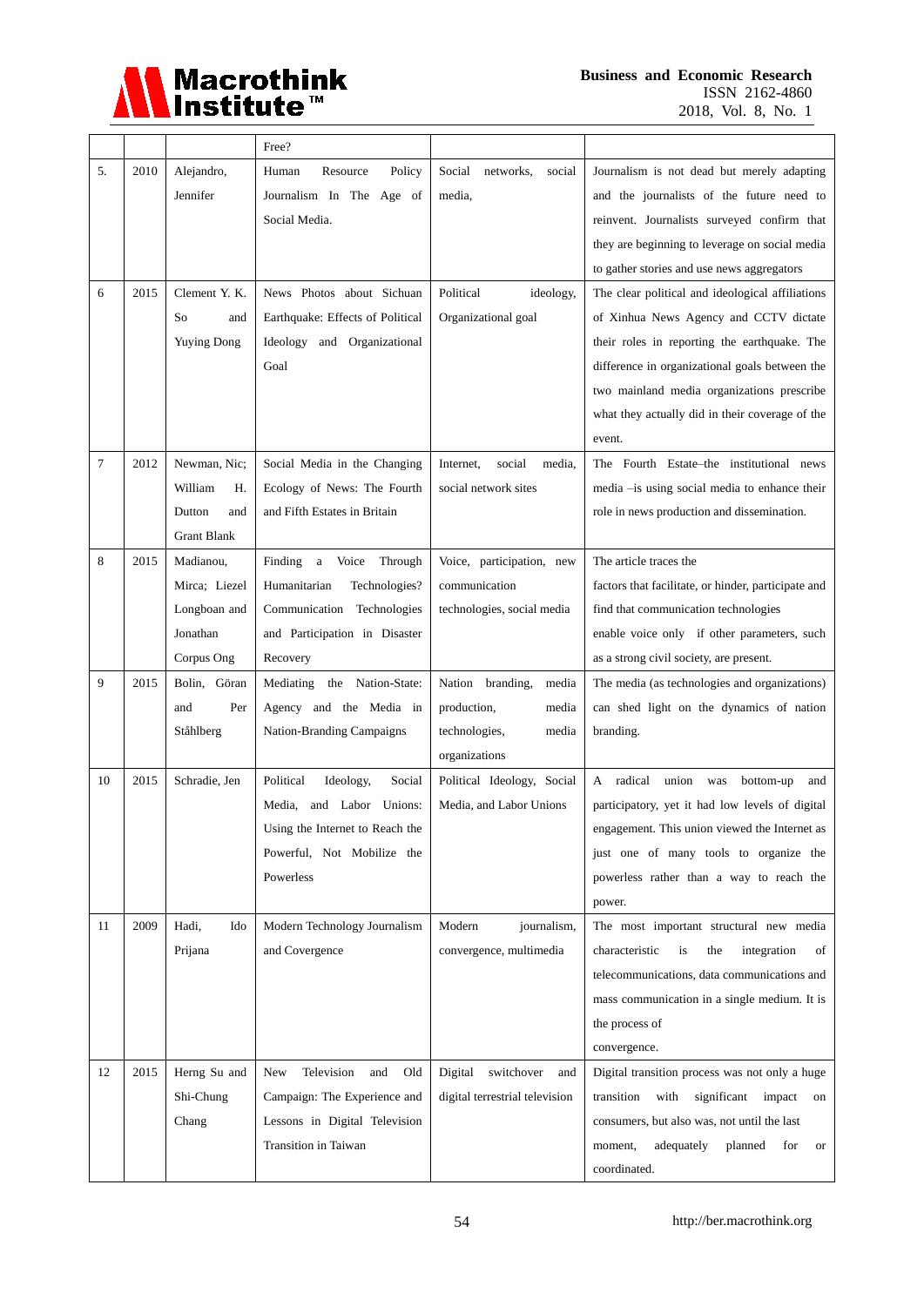| | | | Free? | | |
|---|---|---|---|---|---|
| 5. | 2010 | Alejandro, Jennifer | Human Resource Policy Journalism In The Age of Social Media. | Social networks, social media, | Journalism is not dead but merely adapting and the journalists of the future need to reinvent. Journalists surveyed confirm that they are beginning to leverage on social media to gather stories and use news aggregators |
| 6 | 2015 | Clement Y. K. So and Yuying Dong | News Photos about Sichuan Earthquake: Effects of Political Ideology and Organizational Goal | Political ideology, Organizational goal | The clear political and ideological affiliations of Xinhua News Agency and CCTV dictate their roles in reporting the earthquake. The difference in organizational goals between the two mainland media organizations prescribe what they actually did in their coverage of the event. |
| 7 | 2012 | Newman, Nic; William H. Dutton and Grant Blank | Social Media in the Changing Ecology of News: The Fourth and Fifth Estates in Britain | Internet, social media, social network sites | The Fourth Estate–the institutional news media –is using social media to enhance their role in news production and dissemination. |
| 8 | 2015 | Madianou, Mirca; Liezel Longboan and Jonathan Corpus Ong | Finding a Voice Through Humanitarian Technologies? Communication Technologies and Participation in Disaster Recovery | Voice, participation, new communication technologies, social media | The article traces the factors that facilitate, or hinder, participate and find that communication technologies enable voice only if other parameters, such as a strong civil society, are present. |
| 9 | 2015 | Bolin, Göran and Per Ståhlberg | Mediating the Nation-State: Agency and the Media in Nation-Branding Campaigns | Nation branding, media production, media technologies, media organizations | The media (as technologies and organizations) can shed light on the dynamics of nation branding. |
| 10 | 2015 | Schradie, Jen | Political Ideology, Social Media, and Labor Unions: Using the Internet to Reach the Powerful, Not Mobilize the Powerless | Political Ideology, Social Media, and Labor Unions | A radical union was bottom-up and participatory, yet it had low levels of digital engagement. This union viewed the Internet as just one of many tools to organize the powerless rather than a way to reach the power. |
| 11 | 2009 | Hadi, Ido Prijana | Modern Technology Journalism and Covergence | Modern journalism, convergence, multimedia | The most important structural new media characteristic is the integration of telecommunications, data communications and mass communication in a single medium. It is the process of convergence. |
| 12 | 2015 | Herng Su and Shi-Chung Chang | New Television and Old Campaign: The Experience and Lessons in Digital Television Transition in Taiwan | Digital switchover and digital terrestrial television | Digital transition process was not only a huge transition with significant impact on consumers, but also was, not until the last moment, adequately planned for or coordinated. |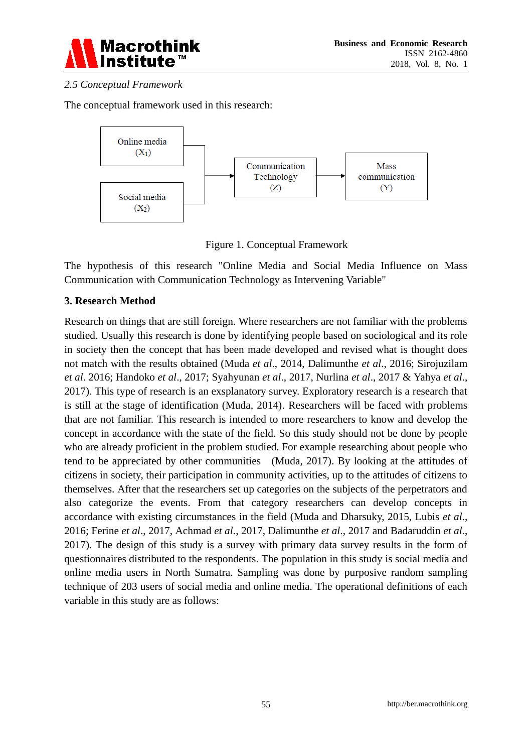*2.5 Conceptual Framework*

The conceptual framework used in this research:

Online media ($X_1$)

Social media ($X_2$)

Communication Technology (Z)

Mass communication (Y)

Figure 1. Conceptual Framework

The hypothesis of this research "Online Media and Social Media Influence on Mass Communication with Communication Technology as Intervening Variable"

## 3. Research Method

Research on things that are still foreign. Where researchers are not familiar with the problems studied. Usually this research is done by identifying people based on sociological and its role in society then the concept that has been made developed and revised what is thought does not match with the results obtained (Muda *et al*., 2014, Dalimunthe *et al*., 2016; Sirojuzilam *et al*. 2016; Handoko *et al*., 2017; Syahyunan *et al*., 2017, Nurlina *et al*., 2017 & Yahya *et al*., 2017). This type of research is an exsplanatory survey. Exploratory research is a research that is still at the stage of identification (Muda, 2014). Researchers will be faced with problems that are not familiar. This research is intended to more researchers to know and develop the concept in accordance with the state of the field. So this study should not be done by people who are already proficient in the problem studied. For example researching about people who tend to be appreciated by other communities (Muda, 2017). By looking at the attitudes of citizens in society, their participation in community activities, up to the attitudes of citizens to themselves. After that the researchers set up categories on the subjects of the perpetrators and also categorize the events. From that category researchers can develop concepts in accordance with existing circumstances in the field (Muda and Dharsuky, 2015, Lubis *et al*., 2016; Ferine *et al*., 2017, Achmad *et al*., 2017, Dalimunthe *et al*., 2017 and Badaruddin *et al*., 2017). The design of this study is a survey with primary data survey results in the form of questionnaires distributed to the respondents. The population in this study is social media and online media users in North Sumatra. Sampling was done by purposive random sampling technique of 203 users of social media and online media. The operational definitions of each variable in this study are as follows: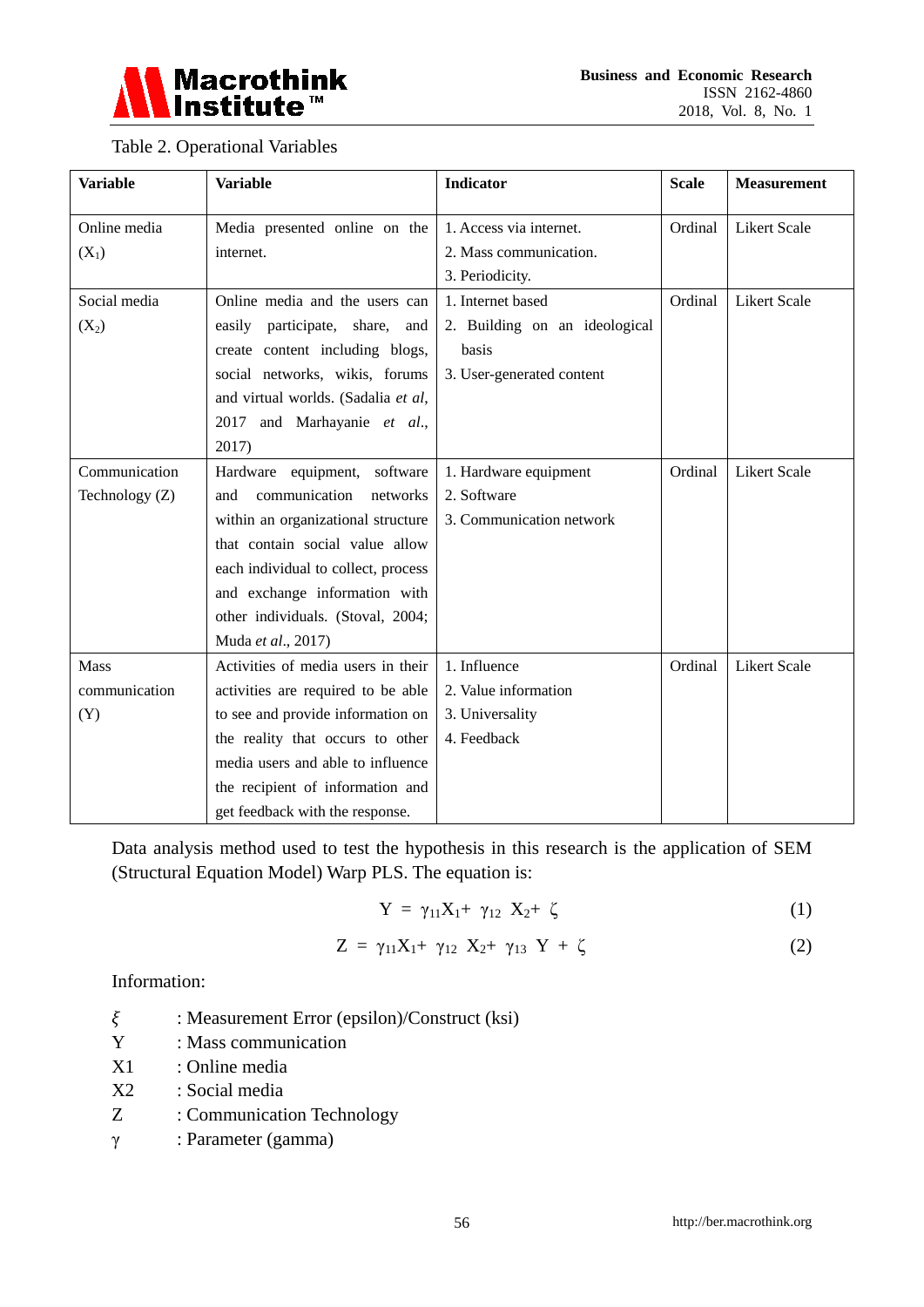Table 2. Operational Variables

| Variable | Variable | Indicator | Scale | Measurement |
|---|---|---|---|---|
| Online media ($X_1$) | Media presented online on the internet. | 1. Access via internet.<br>2. Mass communication.<br>3. Periodicity. | Ordinal | Likert Scale |
| Social media ($X_2$) | Online media and the users can easily participate, share, and create content including blogs, social networks, wikis, forums and virtual worlds. (Sadalia *et al*, 2017 and Marhayanie *et al*., 2017) | 1. Internet based<br>2. Building on an ideological basis<br>3. User-generated content | Ordinal | Likert Scale |
| Communication Technology (Z) | Hardware equipment, software and communication networks within an organizational structure that contain social value allow each individual to collect, process and exchange information with other individuals. (Stoval, 2004; Muda *et al*., 2017) | 1. Hardware equipment<br>2. Software<br>3. Communication network | Ordinal | Likert Scale |
| Mass communication (Y) | Activities of media users in their activities are required to be able to see and provide information on the reality that occurs to other media users and able to influence the recipient of information and get feedback with the response. | 1. Influence<br>2. Value information<br>3. Universality<br>4. Feedback | Ordinal | Likert Scale |

Data analysis method used to test the hypothesis in this research is the application of SEM (Structural Equation Model) Warp PLS. The equation is:

$$Y = \gamma_{11}X_1 + \gamma_{12}\ X_2 + \zeta \quad (1)$$

$$Z = \gamma_{11}X_1 + \gamma_{12}\ X_2 + \gamma_{13}\ Y + \zeta \quad (2)$$

Information:

$\xi$ : Measurement Error (epsilon)/Construct (ksi)
Y : Mass communication
X1 : Online media
X2 : Social media
Z : Communication Technology
$\gamma$ : Parameter (gamma)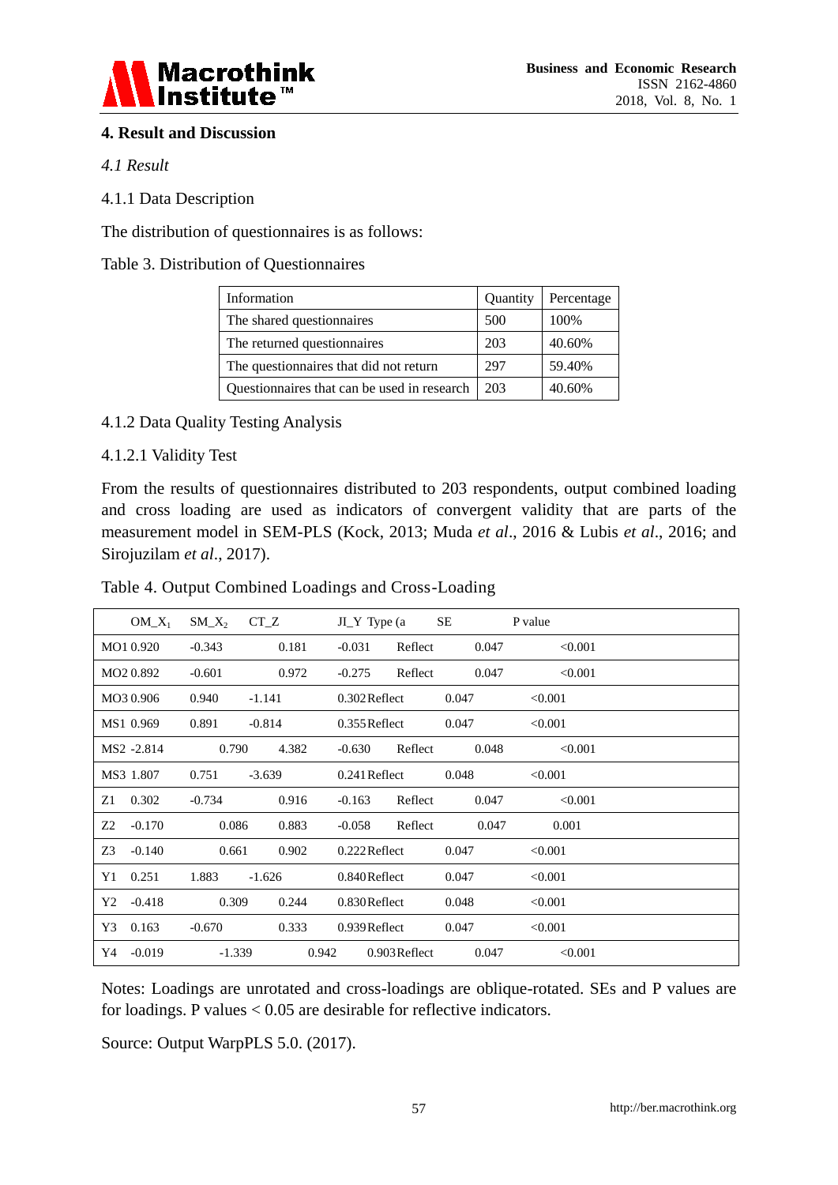## 4. Result and Discussion

*4.1 Result*

4.1.1 Data Description

The distribution of questionnaires is as follows:

Table 3. Distribution of Questionnaires

| Information | Quantity | Percentage |
|---|---|---|
| The shared questionnaires | 500 | 100% |
| The returned questionnaires | 203 | 40.60% |
| The questionnaires that did not return | 297 | 59.40% |
| Questionnaires that can be used in research | 203 | 40.60% |

4.1.2 Data Quality Testing Analysis

4.1.2.1 Validity Test

From the results of questionnaires distributed to 203 respondents, output combined loading and cross loading are used as indicators of convergent validity that are parts of the measurement model in SEM-PLS (Kock, 2013; Muda *et al*., 2016 & Lubis *et al*., 2016; and Sirojuzilam *et al*., 2017).

Table 4. Output Combined Loadings and Cross-Loading

| | $OM\_X_1$ | $SM\_X_2$ | CT_Z | JI_Y | Type (a | SE | P value |
|---|---|---|---|---|---|---|---|
| MO1 | 0.920 | -0.343 | 0.181 | -0.031 | Reflect | 0.047 | <0.001 |
| MO2 | 0.892 | -0.601 | 0.972 | -0.275 | Reflect | 0.047 | <0.001 |
| MO3 | 0.906 | 0.940 | -1.141 | 0.302 | Reflect | 0.047 | <0.001 |
| MS1 | 0.969 | 0.891 | -0.814 | 0.355 | Reflect | 0.047 | <0.001 |
| MS2 | -2.814 | 0.790 | 4.382 | -0.630 | Reflect | 0.048 | <0.001 |
| MS3 | 1.807 | 0.751 | -3.639 | 0.241 | Reflect | 0.048 | <0.001 |
| Z1 | 0.302 | -0.734 | 0.916 | -0.163 | Reflect | 0.047 | <0.001 |
| Z2 | -0.170 | 0.086 | 0.883 | -0.058 | Reflect | 0.047 | 0.001 |
| Z3 | -0.140 | 0.661 | 0.902 | 0.222 | Reflect | 0.047 | <0.001 |
| Y1 | 0.251 | 1.883 | -1.626 | 0.840 | Reflect | 0.047 | <0.001 |
| Y2 | -0.418 | 0.309 | 0.244 | 0.830 | Reflect | 0.048 | <0.001 |
| Y3 | 0.163 | -0.670 | 0.333 | 0.939 | Reflect | 0.047 | <0.001 |
| Y4 | -0.019 | -1.339 | 0.942 | 0.903 | Reflect | 0.047 | <0.001 |

Notes: Loadings are unrotated and cross-loadings are oblique-rotated. SEs and P values are for loadings. P values < 0.05 are desirable for reflective indicators.

Source: Output WarpPLS 5.0. (2017).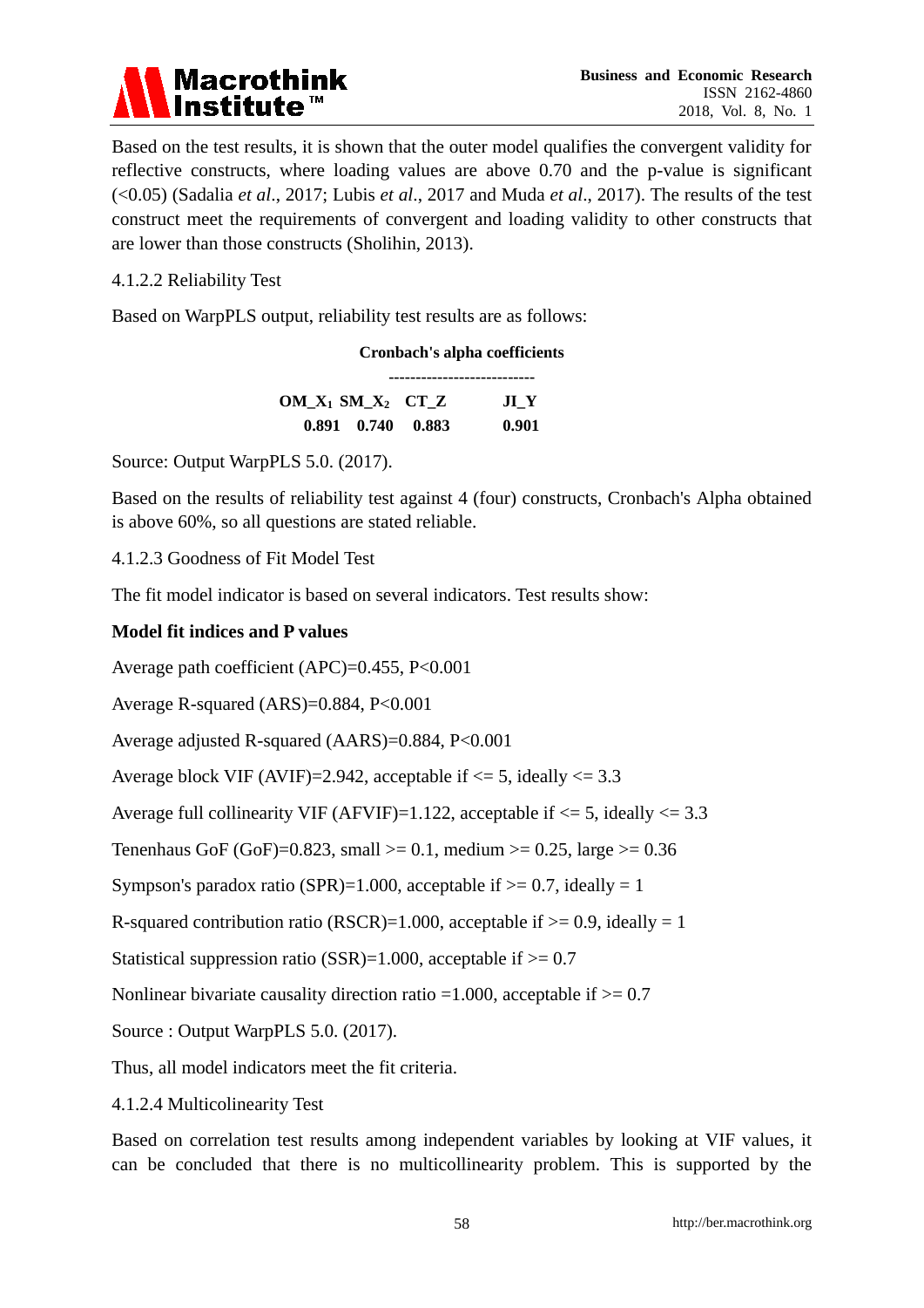Based on the test results, it is shown that the outer model qualifies the convergent validity for reflective constructs, where loading values are above 0.70 and the p-value is significant (<0.05) (Sadalia *et al*., 2017; Lubis *et al*., 2017 and Muda *et al*., 2017). The results of the test construct meet the requirements of convergent and loading validity to other constructs that are lower than those constructs (Sholihin, 2013).

4.1.2.2 Reliability Test

Based on WarpPLS output, reliability test results are as follows:

**Cronbach's alpha coefficients**

| $OM\_X_1$ | $SM\_X_2$ | CT_Z | JI_Y |
|---|---|---|---|
| **0.891** | **0.740** | **0.883** | **0.901** |

Source: Output WarpPLS 5.0. (2017).

Based on the results of reliability test against 4 (four) constructs, Cronbach's Alpha obtained is above 60%, so all questions are stated reliable.

4.1.2.3 Goodness of Fit Model Test

The fit model indicator is based on several indicators. Test results show:

**Model fit indices and P values**

Average path coefficient (APC)=0.455, P<0.001

Average R-squared (ARS)=0.884, P<0.001

Average adjusted R-squared (AARS)=0.884, P<0.001

Average block VIF (AVIF)=2.942, acceptable if <= 5, ideally <= 3.3

Average full collinearity VIF (AFVIF)=1.122, acceptable if <= 5, ideally <= 3.3

Tenenhaus GoF (GoF)=0.823, small >= 0.1, medium >= 0.25, large >= 0.36

Sympson's paradox ratio (SPR)=1.000, acceptable if >= 0.7, ideally = 1

R-squared contribution ratio (RSCR)=1.000, acceptable if >= 0.9, ideally = 1

Statistical suppression ratio (SSR)=1.000, acceptable if >= 0.7

Nonlinear bivariate causality direction ratio =1.000, acceptable if >= 0.7

Source : Output WarpPLS 5.0. (2017).

Thus, all model indicators meet the fit criteria.

4.1.2.4 Multicolinearity Test

Based on correlation test results among independent variables by looking at VIF values, it can be concluded that there is no multicollinearity problem. This is supported by the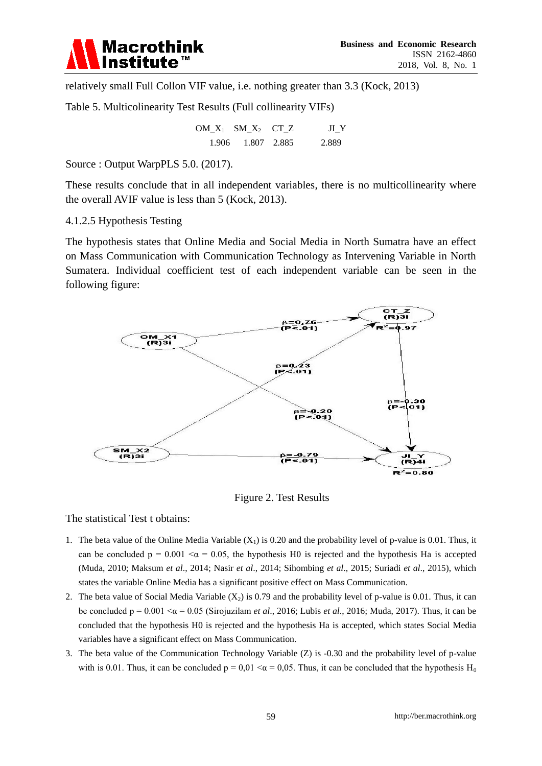relatively small Full Collon VIF value, i.e. nothing greater than 3.3 (Kock, 2013)

Table 5. Multicolinearity Test Results (Full collinearity VIFs)

| $OM\_X_1$ | $SM\_X_2$ | CT_Z | JI_Y |
|---|---|---|---|
| 1.906 | 1.807 | 2.885 | 2.889 |

Source : Output WarpPLS 5.0. (2017).

These results conclude that in all independent variables, there is no multicollinearity where the overall AVIF value is less than 5 (Kock, 2013).

4.1.2.5 Hypothesis Testing

The hypothesis states that Online Media and Social Media in North Sumatra have an effect on Mass Communication with Communication Technology as Intervening Variable in North Sumatera. Individual coefficient test of each independent variable can be seen in the following figure:

Figure 2. Test Results

The statistical Test t obtains:

1. The beta value of the Online Media Variable ($X_1$) is 0.20 and the probability level of p-value is 0.01. Thus, it can be concluded $p = 0.001 < \alpha = 0.05$, the hypothesis H0 is rejected and the hypothesis Ha is accepted (Muda, 2010; Maksum *et al*., 2014; Nasir *et al*., 2014; Sihombing *et al*., 2015; Suriadi *et al*., 2015), which states the variable Online Media has a significant positive effect on Mass Communication.
2. The beta value of Social Media Variable ($X_2$) is 0.79 and the probability level of p-value is 0.01. Thus, it can be concluded $p = 0.001 < \alpha = 0.05$ (Sirojuzilam *et al*., 2016; Lubis *et al*., 2016; Muda, 2017). Thus, it can be concluded that the hypothesis H0 is rejected and the hypothesis Ha is accepted, which states Social Media variables have a significant effect on Mass Communication.
3. The beta value of the Communication Technology Variable (Z) is -0.30 and the probability level of p-value with is 0.01. Thus, it can be concluded $p = 0{,}01 < \alpha = 0{,}05$. Thus, it can be concluded that the hypothesis $H_0$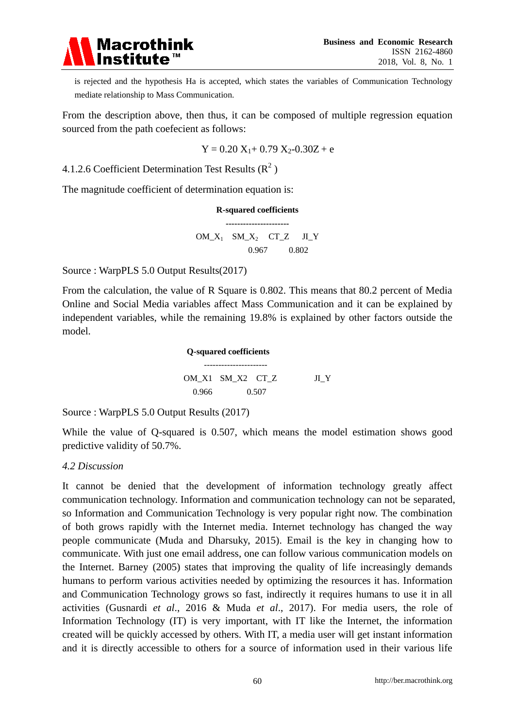is rejected and the hypothesis Ha is accepted, which states the variables of Communication Technology mediate relationship to Mass Communication.

From the description above, then thus, it can be composed of multiple regression equation sourced from the path coefecient as follows:

$$Y = 0.20\ X_1 + 0.79\ X_2 - 0.30Z + e$$

4.1.2.6 Coefficient Determination Test Results ($R^2$)

The magnitude coefficient of determination equation is:

**R-squared coefficients**

| $OM\_X_1$ | $SM\_X_2$ | CT_Z | JI_Y |
|---|---|---|---|
| | | 0.967 | 0.802 |

Source : WarpPLS 5.0 Output Results(2017)

From the calculation, the value of R Square is 0.802. This means that 80.2 percent of Media Online and Social Media variables affect Mass Communication and it can be explained by independent variables, while the remaining 19.8% is explained by other factors outside the model.

**Q-squared coefficients**

| OM_X1 | SM_X2 | CT_Z | JI_Y |
|---|---|---|---|
| 0.966 | | 0.507 | |

Source : WarpPLS 5.0 Output Results (2017)

While the value of Q-squared is 0.507, which means the model estimation shows good predictive validity of 50.7%.

### *4.2 Discussion*

It cannot be denied that the development of information technology greatly affect communication technology. Information and communication technology can not be separated, so Information and Communication Technology is very popular right now. The combination of both grows rapidly with the Internet media. Internet technology has changed the way people communicate (Muda and Dharsuky, 2015). Email is the key in changing how to communicate. With just one email address, one can follow various communication models on the Internet. Barney (2005) states that improving the quality of life increasingly demands humans to perform various activities needed by optimizing the resources it has. Information and Communication Technology grows so fast, indirectly it requires humans to use it in all activities (Gusnardi *et al*., 2016 & Muda *et al*., 2017). For media users, the role of Information Technology (IT) is very important, with IT like the Internet, the information created will be quickly accessed by others. With IT, a media user will get instant information and it is directly accessible to others for a source of information used in their various life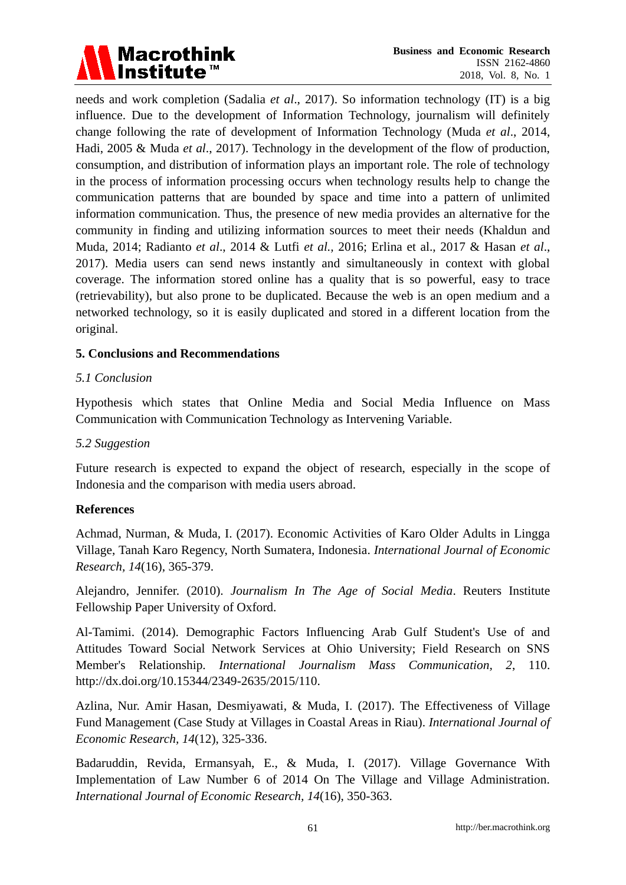needs and work completion (Sadalia *et al*., 2017). So information technology (IT) is a big influence. Due to the development of Information Technology, journalism will definitely change following the rate of development of Information Technology (Muda *et al*., 2014, Hadi, 2005 & Muda *et al*., 2017). Technology in the development of the flow of production, consumption, and distribution of information plays an important role. The role of technology in the process of information processing occurs when technology results help to change the communication patterns that are bounded by space and time into a pattern of unlimited information communication. Thus, the presence of new media provides an alternative for the community in finding and utilizing information sources to meet their needs (Khaldun and Muda, 2014; Radianto *et al*., 2014 & Lutfi *et al.,* 2016; Erlina et al., 2017 & Hasan *et al*., 2017). Media users can send news instantly and simultaneously in context with global coverage. The information stored online has a quality that is so powerful, easy to trace (retrievability), but also prone to be duplicated. Because the web is an open medium and a networked technology, so it is easily duplicated and stored in a different location from the original.

## 5. Conclusions and Recommendations

### *5.1 Conclusion*

Hypothesis which states that Online Media and Social Media Influence on Mass Communication with Communication Technology as Intervening Variable.

### *5.2 Suggestion*

Future research is expected to expand the object of research, especially in the scope of Indonesia and the comparison with media users abroad.

## References

Achmad, Nurman, & Muda, I. (2017). Economic Activities of Karo Older Adults in Lingga Village, Tanah Karo Regency, North Sumatera, Indonesia. *International Journal of Economic Research, 14*(16), 365-379.

Alejandro, Jennifer. (2010). *Journalism In The Age of Social Media*. Reuters Institute Fellowship Paper University of Oxford.

Al-Tamimi. (2014). Demographic Factors Influencing Arab Gulf Student's Use of and Attitudes Toward Social Network Services at Ohio University; Field Research on SNS Member's Relationship. *International Journalism Mass Communication, 2*, 110. http://dx.doi.org/10.15344/2349-2635/2015/110.

Azlina, Nur. Amir Hasan, Desmiyawati, & Muda, I. (2017). The Effectiveness of Village Fund Management (Case Study at Villages in Coastal Areas in Riau). *International Journal of Economic Research, 14*(12), 325-336.

Badaruddin, Revida, Ermansyah, E., & Muda, I. (2017). Village Governance With Implementation of Law Number 6 of 2014 On The Village and Village Administration. *International Journal of Economic Research, 14*(16), 350-363.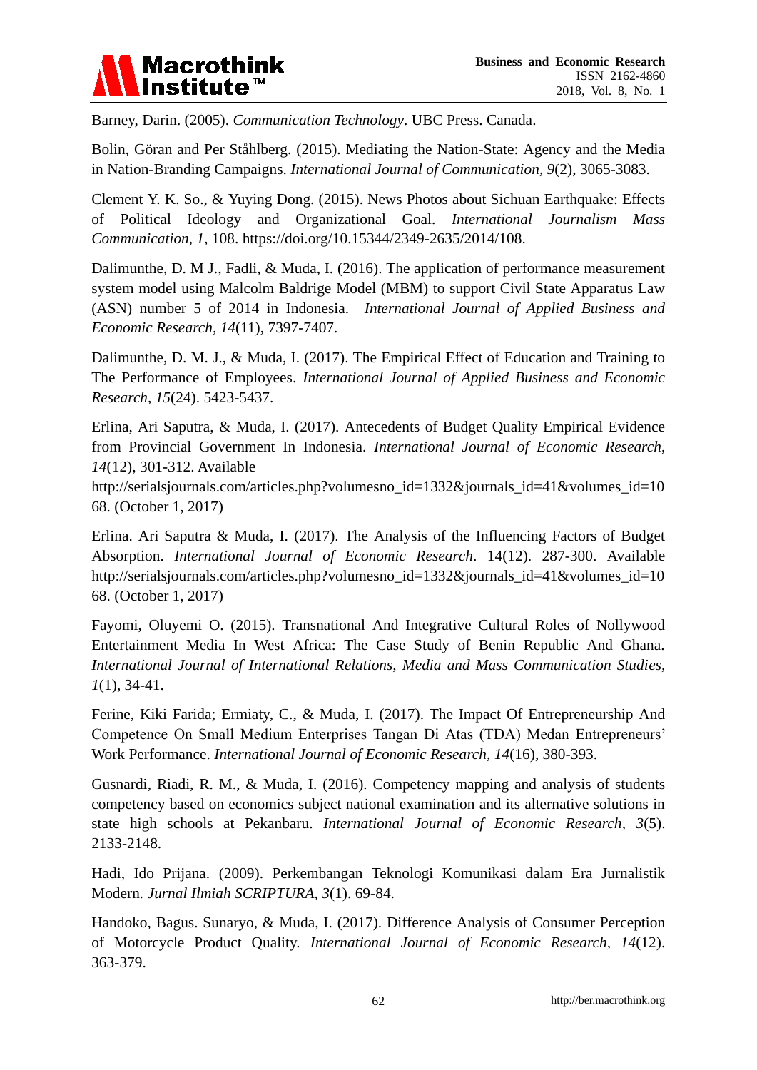Barney, Darin. (2005). *Communication Technology*. UBC Press. Canada.

Bolin, Göran and Per Ståhlberg. (2015). Mediating the Nation-State: Agency and the Media in Nation-Branding Campaigns. *International Journal of Communication, 9*(2), 3065-3083.

Clement Y. K. So., & Yuying Dong. (2015). News Photos about Sichuan Earthquake: Effects of Political Ideology and Organizational Goal. *International Journalism Mass Communication, 1*, 108. https://doi.org/10.15344/2349-2635/2014/108.

Dalimunthe, D. M J., Fadli, & Muda, I. (2016). The application of performance measurement system model using Malcolm Baldrige Model (MBM) to support Civil State Apparatus Law (ASN) number 5 of 2014 in Indonesia. *International Journal of Applied Business and Economic Research, 14*(11), 7397-7407.

Dalimunthe, D. M. J., & Muda, I. (2017). The Empirical Effect of Education and Training to The Performance of Employees. *International Journal of Applied Business and Economic Research, 15*(24). 5423-5437.

Erlina, Ari Saputra, & Muda, I. (2017). Antecedents of Budget Quality Empirical Evidence from Provincial Government In Indonesia. *International Journal of Economic Research, 14*(12), 301-312. Available http://serialsjournals.com/articles.php?volumesno_id=1332&journals_id=41&volumes_id=1068. (October 1, 2017)

Erlina. Ari Saputra & Muda, I. (2017). The Analysis of the Influencing Factors of Budget Absorption. *International Journal of Economic Research*. 14(12). 287-300. Available http://serialsjournals.com/articles.php?volumesno_id=1332&journals_id=41&volumes_id=1068. (October 1, 2017)

Fayomi, Oluyemi O. (2015). Transnational And Integrative Cultural Roles of Nollywood Entertainment Media In West Africa: The Case Study of Benin Republic And Ghana. *International Journal of International Relations, Media and Mass Communication Studies, 1*(1), 34-41.

Ferine, Kiki Farida; Ermiaty, C., & Muda, I. (2017). The Impact Of Entrepreneurship And Competence On Small Medium Enterprises Tangan Di Atas (TDA) Medan Entrepreneurs' Work Performance. *International Journal of Economic Research, 14*(16), 380-393.

Gusnardi, Riadi, R. M., & Muda, I. (2016). Competency mapping and analysis of students competency based on economics subject national examination and its alternative solutions in state high schools at Pekanbaru. *International Journal of Economic Research, 3*(5). 2133-2148.

Hadi, Ido Prijana. (2009). Perkembangan Teknologi Komunikasi dalam Era Jurnalistik Modern. *Jurnal Ilmiah SCRIPTURA, 3*(1). 69-84.

Handoko, Bagus. Sunaryo, & Muda, I. (2017). Difference Analysis of Consumer Perception of Motorcycle Product Quality. *International Journal of Economic Research, 14*(12). 363-379.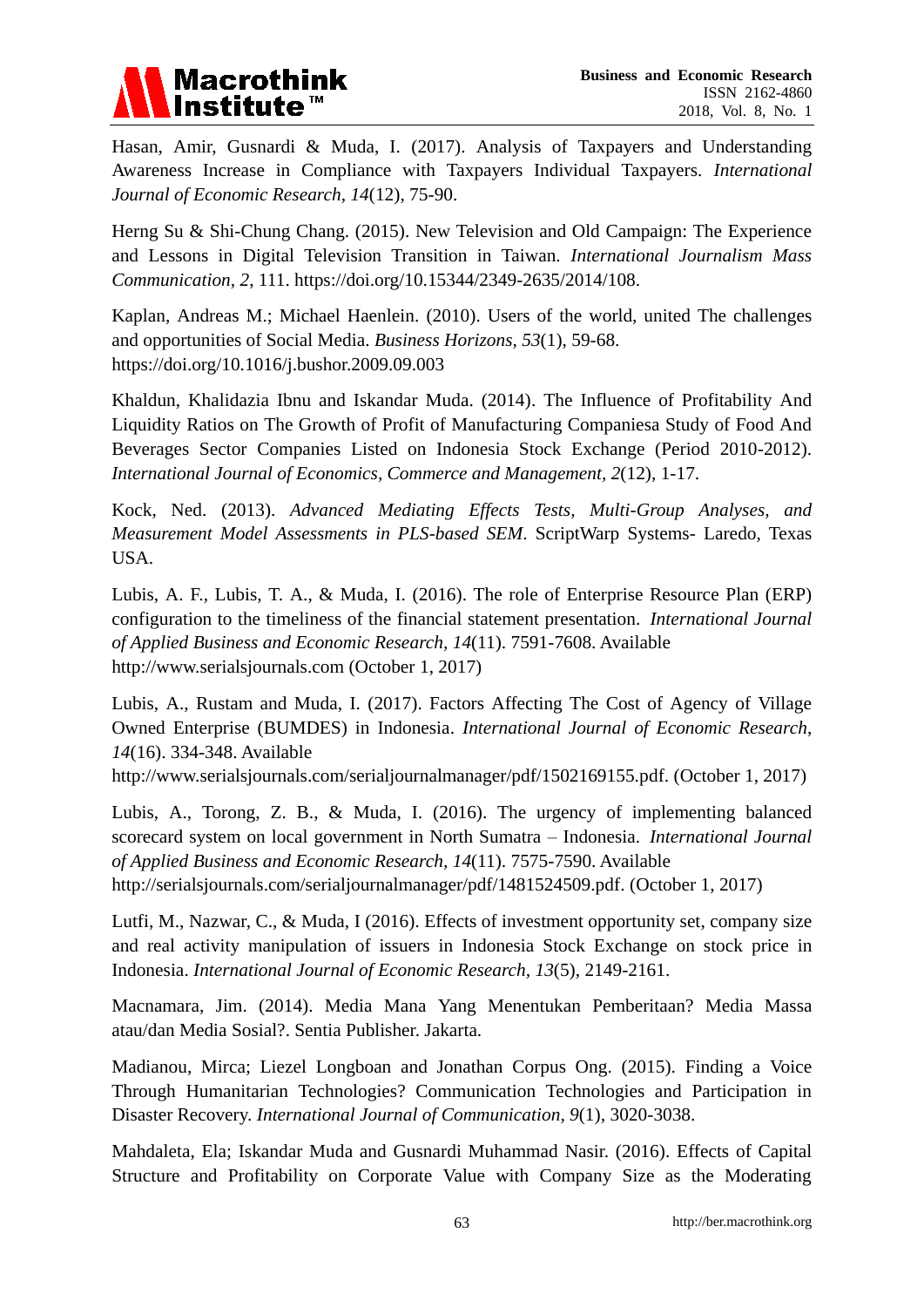Hasan, Amir, Gusnardi & Muda, I. (2017). Analysis of Taxpayers and Understanding Awareness Increase in Compliance with Taxpayers Individual Taxpayers. *International Journal of Economic Research, 14*(12), 75-90.

Herng Su & Shi-Chung Chang. (2015). New Television and Old Campaign: The Experience and Lessons in Digital Television Transition in Taiwan. *International Journalism Mass Communication, 2,* 111. https://doi.org/10.15344/2349-2635/2014/108.

Kaplan, Andreas M.; Michael Haenlein. (2010). Users of the world, united The challenges and opportunities of Social Media. *Business Horizons, 53*(1), 59-68. https://doi.org/10.1016/j.bushor.2009.09.003

Khaldun, Khalidazia Ibnu and Iskandar Muda. (2014). The Influence of Profitability And Liquidity Ratios on The Growth of Profit of Manufacturing Companiesa Study of Food And Beverages Sector Companies Listed on Indonesia Stock Exchange (Period 2010-2012). *International Journal of Economics, Commerce and Management, 2*(12), 1-17.

Kock, Ned. (2013). *Advanced Mediating Effects Tests, Multi-Group Analyses, and Measurement Model Assessments in PLS-based SEM*. ScriptWarp Systems- Laredo, Texas USA.

Lubis, A. F., Lubis, T. A., & Muda, I. (2016). The role of Enterprise Resource Plan (ERP) configuration to the timeliness of the financial statement presentation. *International Journal of Applied Business and Economic Research, 14*(11). 7591-7608. Available http://www.serialsjournals.com (October 1, 2017)

Lubis, A., Rustam and Muda, I. (2017). Factors Affecting The Cost of Agency of Village Owned Enterprise (BUMDES) in Indonesia. *International Journal of Economic Research*, *14*(16). 334-348. Available http://www.serialsjournals.com/serialjournalmanager/pdf/1502169155.pdf. (October 1, 2017)

Lubis, A., Torong, Z. B., & Muda, I. (2016). The urgency of implementing balanced scorecard system on local government in North Sumatra – Indonesia. *International Journal of Applied Business and Economic Research, 14*(11). 7575-7590. Available http://serialsjournals.com/serialjournalmanager/pdf/1481524509.pdf. (October 1, 2017)

Lutfi, M., Nazwar, C., & Muda, I (2016). Effects of investment opportunity set, company size and real activity manipulation of issuers in Indonesia Stock Exchange on stock price in Indonesia. *International Journal of Economic Research, 13*(5), 2149-2161.

Macnamara, Jim. (2014). Media Mana Yang Menentukan Pemberitaan? Media Massa atau/dan Media Sosial?. Sentia Publisher. Jakarta.

Madianou, Mirca; Liezel Longboan and Jonathan Corpus Ong. (2015). Finding a Voice Through Humanitarian Technologies? Communication Technologies and Participation in Disaster Recovery. *International Journal of Communication, 9*(1), 3020-3038.

Mahdaleta, Ela; Iskandar Muda and Gusnardi Muhammad Nasir. (2016). Effects of Capital Structure and Profitability on Corporate Value with Company Size as the Moderating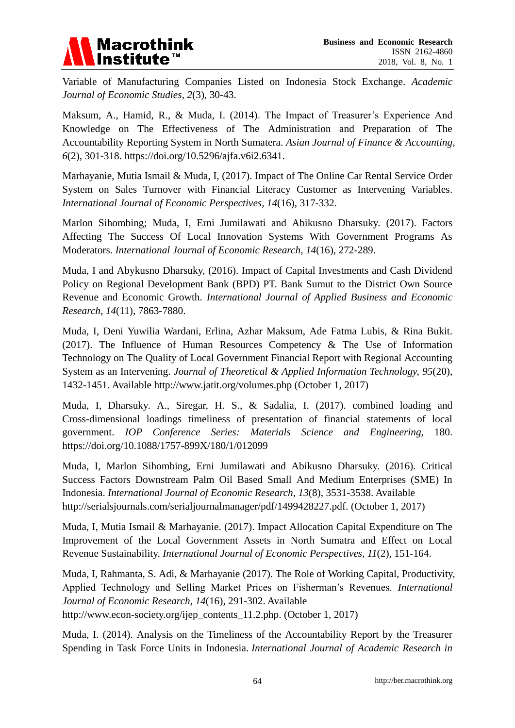Variable of Manufacturing Companies Listed on Indonesia Stock Exchange. *Academic Journal of Economic Studies, 2*(3), 30-43.

Maksum, A., Hamid, R., & Muda, I. (2014). The Impact of Treasurer's Experience And Knowledge on The Effectiveness of The Administration and Preparation of The Accountability Reporting System in North Sumatera. *Asian Journal of Finance & Accounting, 6*(2), 301-318. https://doi.org/10.5296/ajfa.v6i2.6341.

Marhayanie, Mutia Ismail & Muda, I, (2017). Impact of The Online Car Rental Service Order System on Sales Turnover with Financial Literacy Customer as Intervening Variables. *International Journal of Economic Perspectives, 14*(16), 317-332.

Marlon Sihombing; Muda, I, Erni Jumilawati and Abikusno Dharsuky. (2017). Factors Affecting The Success Of Local Innovation Systems With Government Programs As Moderators. *International Journal of Economic Research, 14*(16), 272-289.

Muda, I and Abykusno Dharsuky, (2016). Impact of Capital Investments and Cash Dividend Policy on Regional Development Bank (BPD) PT. Bank Sumut to the District Own Source Revenue and Economic Growth. *International Journal of Applied Business and Economic Research, 14*(11), 7863-7880.

Muda, I, Deni Yuwilia Wardani, Erlina, Azhar Maksum, Ade Fatma Lubis, & Rina Bukit. (2017). The Influence of Human Resources Competency & The Use of Information Technology on The Quality of Local Government Financial Report with Regional Accounting System as an Intervening. *Journal of Theoretical & Applied Information Technology, 95*(20), 1432-1451. Available http://www.jatit.org/volumes.php (October 1, 2017)

Muda, I, Dharsuky. A., Siregar, H. S., & Sadalia, I. (2017). combined loading and Cross-dimensional loadings timeliness of presentation of financial statements of local government. *IOP Conference Series: Materials Science and Engineering,* 180. https://doi.org/10.1088/1757-899X/180/1/012099

Muda, I, Marlon Sihombing, Erni Jumilawati and Abikusno Dharsuky. (2016). Critical Success Factors Downstream Palm Oil Based Small And Medium Enterprises (SME) In Indonesia. *International Journal of Economic Research, 13*(8), 3531-3538. Available http://serialsjournals.com/serialjournalmanager/pdf/1499428227.pdf. (October 1, 2017)

Muda, I, Mutia Ismail & Marhayanie. (2017). Impact Allocation Capital Expenditure on The Improvement of the Local Government Assets in North Sumatra and Effect on Local Revenue Sustainability. *International Journal of Economic Perspectives, 11*(2), 151-164.

Muda, I, Rahmanta, S. Adi, & Marhayanie (2017). The Role of Working Capital, Productivity, Applied Technology and Selling Market Prices on Fisherman's Revenues. *International Journal of Economic Research, 14*(16), 291-302. Available http://www.econ-society.org/ijep_contents_11.2.php. (October 1, 2017)

Muda, I. (2014). Analysis on the Timeliness of the Accountability Report by the Treasurer Spending in Task Force Units in Indonesia. *International Journal of Academic Research in*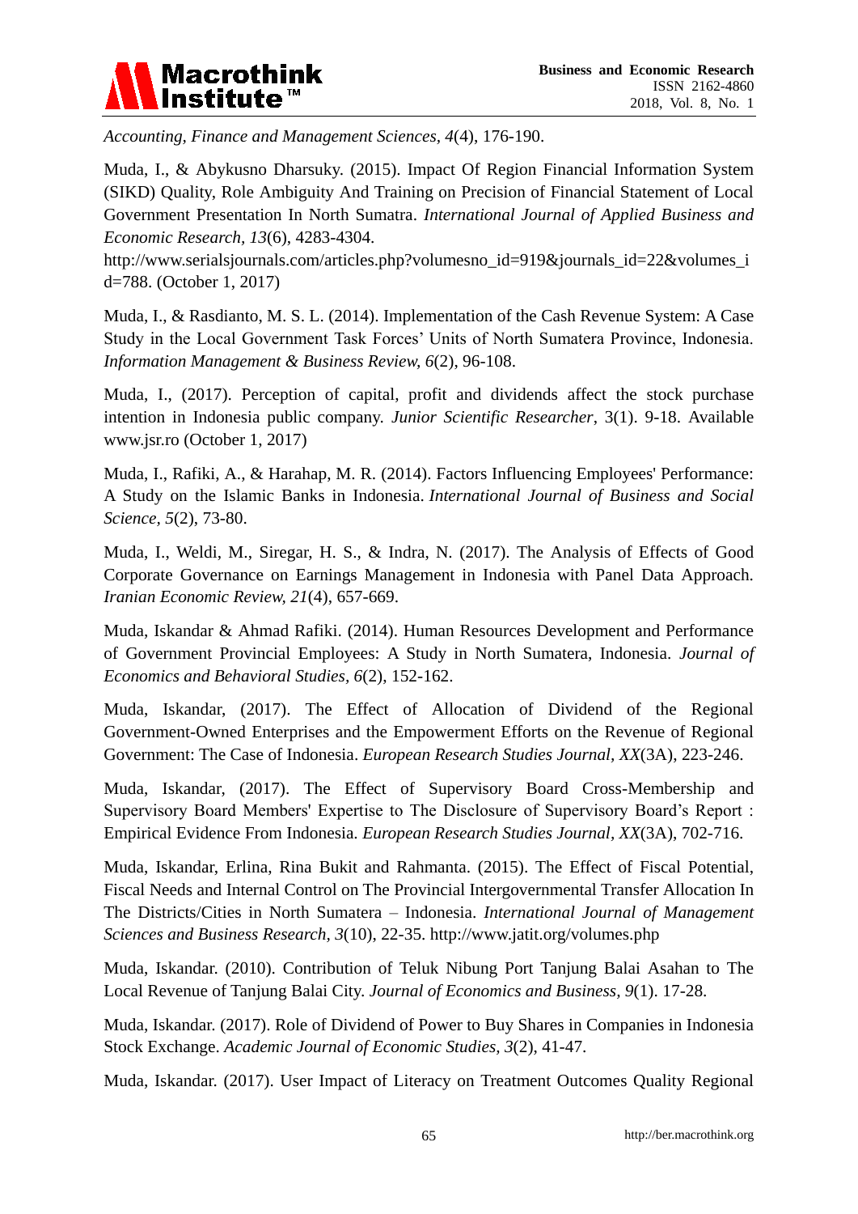*Accounting, Finance and Management Sciences*, *4*(4), 176-190.

Muda, I., & Abykusno Dharsuky. (2015). Impact Of Region Financial Information System (SIKD) Quality, Role Ambiguity And Training on Precision of Financial Statement of Local Government Presentation In North Sumatra. *International Journal of Applied Business and Economic Research, 13*(6), 4283-4304. http://www.serialsjournals.com/articles.php?volumesno_id=919&journals_id=22&volumes_id=788. (October 1, 2017)

Muda, I., & Rasdianto, M. S. L. (2014). Implementation of the Cash Revenue System: A Case Study in the Local Government Task Forces' Units of North Sumatera Province, Indonesia. *Information Management & Business Review, 6*(2), 96-108.

Muda, I., (2017). Perception of capital, profit and dividends affect the stock purchase intention in Indonesia public company. *Junior Scientific Researcher*, 3(1). 9-18. Available www.jsr.ro (October 1, 2017)

Muda, I., Rafiki, A., & Harahap, M. R. (2014). Factors Influencing Employees' Performance: A Study on the Islamic Banks in Indonesia. *International Journal of Business and Social Science, 5*(2), 73-80.

Muda, I., Weldi, M., Siregar, H. S., & Indra, N. (2017). The Analysis of Effects of Good Corporate Governance on Earnings Management in Indonesia with Panel Data Approach. *Iranian Economic Review, 21*(4), 657-669.

Muda, Iskandar & Ahmad Rafiki. (2014). Human Resources Development and Performance of Government Provincial Employees: A Study in North Sumatera, Indonesia. *Journal of Economics and Behavioral Studies, 6*(2), 152-162.

Muda, Iskandar, (2017). The Effect of Allocation of Dividend of the Regional Government-Owned Enterprises and the Empowerment Efforts on the Revenue of Regional Government: The Case of Indonesia. *European Research Studies Journal, XX*(3A), 223-246.

Muda, Iskandar, (2017). The Effect of Supervisory Board Cross-Membership and Supervisory Board Members' Expertise to The Disclosure of Supervisory Board's Report : Empirical Evidence From Indonesia. *European Research Studies Journal*, *XX*(3A), 702-716.

Muda, Iskandar, Erlina, Rina Bukit and Rahmanta. (2015). The Effect of Fiscal Potential, Fiscal Needs and Internal Control on The Provincial Intergovernmental Transfer Allocation In The Districts/Cities in North Sumatera – Indonesia. *International Journal of Management Sciences and Business Research*, *3*(10), 22-35. http://www.jatit.org/volumes.php

Muda, Iskandar. (2010). Contribution of Teluk Nibung Port Tanjung Balai Asahan to The Local Revenue of Tanjung Balai City. *Journal of Economics and Business, 9*(1). 17-28.

Muda, Iskandar. (2017). Role of Dividend of Power to Buy Shares in Companies in Indonesia Stock Exchange. *Academic Journal of Economic Studies*, *3*(2), 41-47.

Muda, Iskandar. (2017). User Impact of Literacy on Treatment Outcomes Quality Regional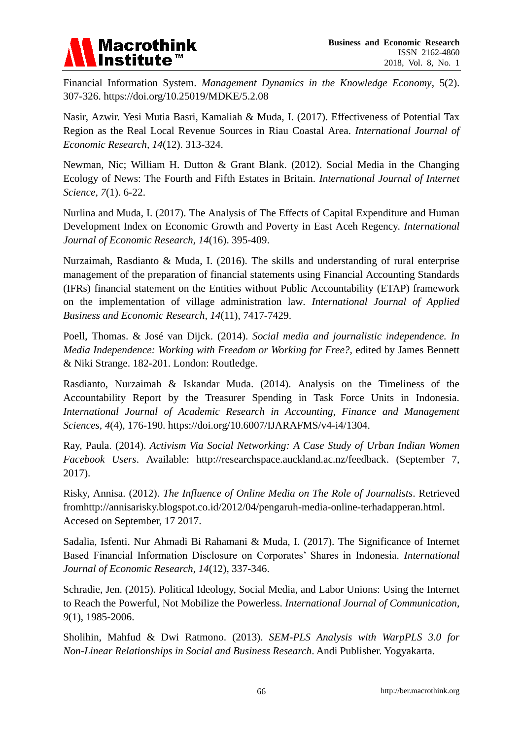Financial Information System. *Management Dynamics in the Knowledge Economy*, 5(2). 307-326. https://doi.org/10.25019/MDKE/5.2.08

Nasir, Azwir. Yesi Mutia Basri, Kamaliah & Muda, I. (2017). Effectiveness of Potential Tax Region as the Real Local Revenue Sources in Riau Coastal Area. *International Journal of Economic Research, 14*(12). 313-324.

Newman, Nic; William H. Dutton & Grant Blank. (2012). Social Media in the Changing Ecology of News: The Fourth and Fifth Estates in Britain. *International Journal of Internet Science, 7*(1). 6-22.

Nurlina and Muda, I. (2017). The Analysis of The Effects of Capital Expenditure and Human Development Index on Economic Growth and Poverty in East Aceh Regency. *International Journal of Economic Research, 14*(16). 395-409.

Nurzaimah, Rasdianto & Muda, I. (2016). The skills and understanding of rural enterprise management of the preparation of financial statements using Financial Accounting Standards (IFRs) financial statement on the Entities without Public Accountability (ETAP) framework on the implementation of village administration law. *International Journal of Applied Business and Economic Research, 14*(11), 7417-7429.

Poell, Thomas. & José van Dijck. (2014). *Social media and journalistic independence. In Media Independence: Working with Freedom or Working for Free?*, edited by James Bennett & Niki Strange. 182-201. London: Routledge.

Rasdianto, Nurzaimah & Iskandar Muda. (2014). Analysis on the Timeliness of the Accountability Report by the Treasurer Spending in Task Force Units in Indonesia. *International Journal of Academic Research in Accounting, Finance and Management Sciences, 4*(4), 176-190. https://doi.org/10.6007/IJARAFMS/v4-i4/1304.

Ray, Paula. (2014). *Activism Via Social Networking: A Case Study of Urban Indian Women Facebook Users*. Available: http://researchspace.auckland.ac.nz/feedback. (September 7, 2017).

Risky, Annisa. (2012). *The Influence of Online Media on The Role of Journalists*. Retrieved fromhttp://annisarisky.blogspot.co.id/2012/04/pengaruh-media-online-terhadapperan.html. Accesed on September, 17 2017.

Sadalia, Isfenti. Nur Ahmadi Bi Rahamani & Muda, I. (2017). The Significance of Internet Based Financial Information Disclosure on Corporates' Shares in Indonesia. *International Journal of Economic Research, 14*(12), 337-346.

Schradie, Jen. (2015). Political Ideology, Social Media, and Labor Unions: Using the Internet to Reach the Powerful, Not Mobilize the Powerless. *International Journal of Communication, 9*(1), 1985-2006.

Sholihin, Mahfud & Dwi Ratmono. (2013). *SEM-PLS Analysis with WarpPLS 3.0 for Non-Linear Relationships in Social and Business Research*. Andi Publisher. Yogyakarta.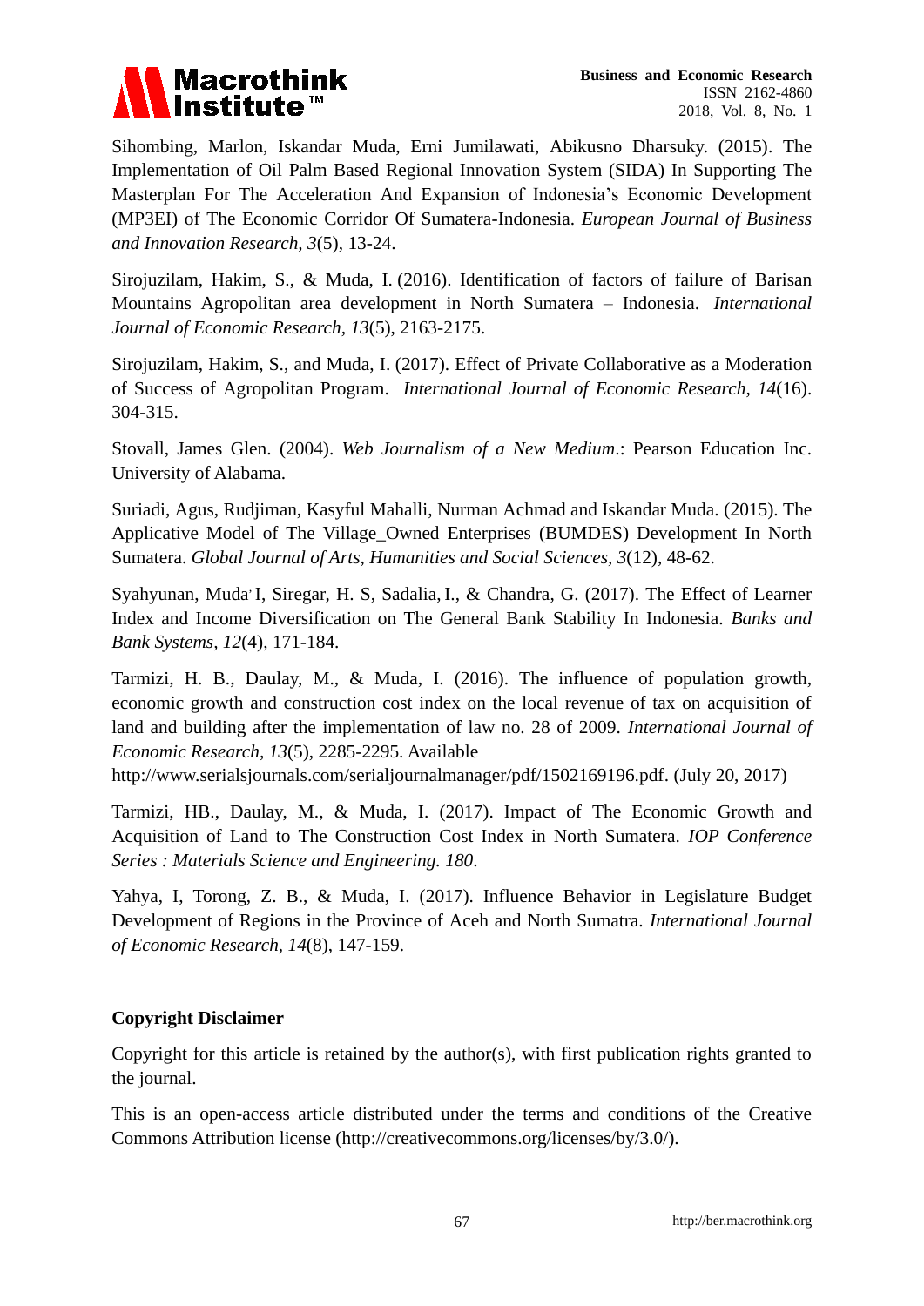Sihombing, Marlon, Iskandar Muda, Erni Jumilawati, Abikusno Dharsuky. (2015). The Implementation of Oil Palm Based Regional Innovation System (SIDA) In Supporting The Masterplan For The Acceleration And Expansion of Indonesia's Economic Development (MP3EI) of The Economic Corridor Of Sumatera-Indonesia. *European Journal of Business and Innovation Research, 3*(5), 13-24.

Sirojuzilam, Hakim, S., & Muda, I. (2016). Identification of factors of failure of Barisan Mountains Agropolitan area development in North Sumatera – Indonesia. *International Journal of Economic Research, 13*(5), 2163-2175.

Sirojuzilam, Hakim, S., and Muda, I. (2017). Effect of Private Collaborative as a Moderation of Success of Agropolitan Program. *International Journal of Economic Research, 14*(16). 304-315.

Stovall, James Glen. (2004). *Web Journalism of a New Medium*.: Pearson Education Inc. University of Alabama.

Suriadi, Agus, Rudjiman, Kasyful Mahalli, Nurman Achmad and Iskandar Muda. (2015). The Applicative Model of The Village_Owned Enterprises (BUMDES) Development In North Sumatera. *Global Journal of Arts, Humanities and Social Sciences, 3*(12), 48-62.

Syahyunan, Muda' I, Siregar, H. S, Sadalia, I., & Chandra, G. (2017). The Effect of Learner Index and Income Diversification on The General Bank Stability In Indonesia. *Banks and Bank Systems, 12*(4), 171-184.

Tarmizi, H. B., Daulay, M., & Muda, I. (2016). The influence of population growth, economic growth and construction cost index on the local revenue of tax on acquisition of land and building after the implementation of law no. 28 of 2009. *International Journal of Economic Research, 13*(5), 2285-2295. Available http://www.serialsjournals.com/serialjournalmanager/pdf/1502169196.pdf. (July 20, 2017)

Tarmizi, HB., Daulay, M., & Muda, I. (2017). Impact of The Economic Growth and Acquisition of Land to The Construction Cost Index in North Sumatera. *IOP Conference Series : Materials Science and Engineering. 180*.

Yahya, I, Torong, Z. B., & Muda, I. (2017). Influence Behavior in Legislature Budget Development of Regions in the Province of Aceh and North Sumatra. *International Journal of Economic Research, 14*(8), 147-159.

## Copyright Disclaimer

Copyright for this article is retained by the author(s), with first publication rights granted to the journal.

This is an open-access article distributed under the terms and conditions of the Creative Commons Attribution license (http://creativecommons.org/licenses/by/3.0/).